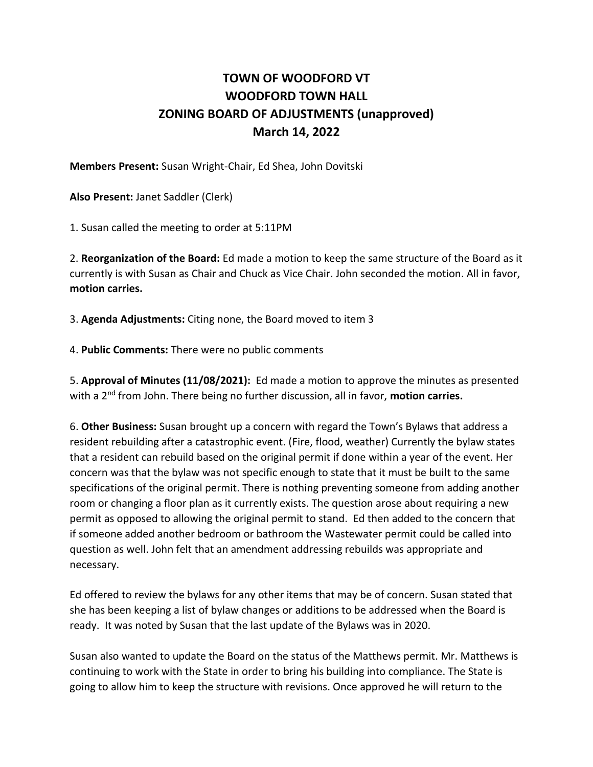# TOWN OF WOODFORD VT
# WOODFORD TOWN HALL
# ZONING BOARD OF ADJUSTMENTS (unapproved)
# March 14, 2022

**Members Present:** Susan Wright-Chair, Ed Shea, John Dovitski

**Also Present:** Janet Saddler (Clerk)

1. Susan called the meeting to order at 5:11PM

2. **Reorganization of the Board:** Ed made a motion to keep the same structure of the Board as it currently is with Susan as Chair and Chuck as Vice Chair. John seconded the motion. All in favor, **motion carries.**

3. **Agenda Adjustments:** Citing none, the Board moved to item 3

4. **Public Comments:** There were no public comments

5. **Approval of Minutes (11/08/2021):** Ed made a motion to approve the minutes as presented with a 2nd from John. There being no further discussion, all in favor, **motion carries.**

6. **Other Business:** Susan brought up a concern with regard the Town's Bylaws that address a resident rebuilding after a catastrophic event. (Fire, flood, weather) Currently the bylaw states that a resident can rebuild based on the original permit if done within a year of the event. Her concern was that the bylaw was not specific enough to state that it must be built to the same specifications of the original permit. There is nothing preventing someone from adding another room or changing a floor plan as it currently exists. The question arose about requiring a new permit as opposed to allowing the original permit to stand. Ed then added to the concern that if someone added another bedroom or bathroom the Wastewater permit could be called into question as well. John felt that an amendment addressing rebuilds was appropriate and necessary.

Ed offered to review the bylaws for any other items that may be of concern. Susan stated that she has been keeping a list of bylaw changes or additions to be addressed when the Board is ready. It was noted by Susan that the last update of the Bylaws was in 2020.

Susan also wanted to update the Board on the status of the Matthews permit. Mr. Matthews is continuing to work with the State in order to bring his building into compliance. The State is going to allow him to keep the structure with revisions. Once approved he will return to the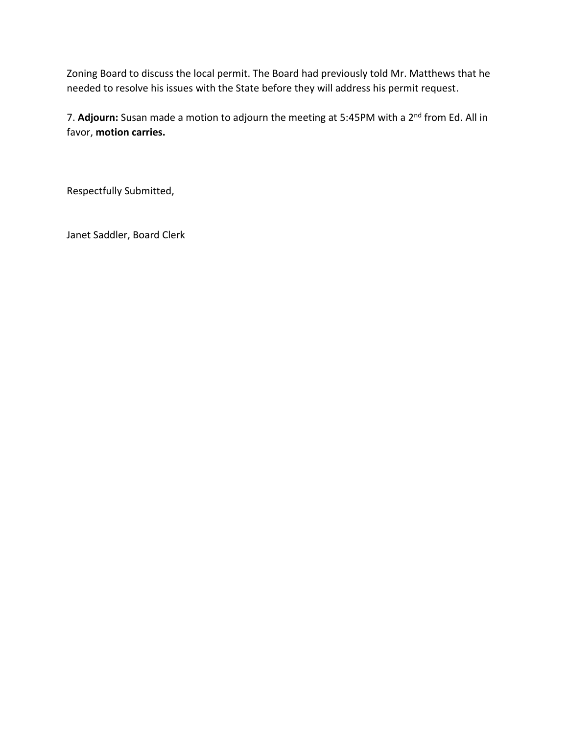Zoning Board to discuss the local permit. The Board had previously told Mr. Matthews that he needed to resolve his issues with the State before they will address his permit request.

7. **Adjourn:** Susan made a motion to adjourn the meeting at 5:45PM with a 2nd from Ed. All in favor, **motion carries.**

Respectfully Submitted,

Janet Saddler, Board Clerk